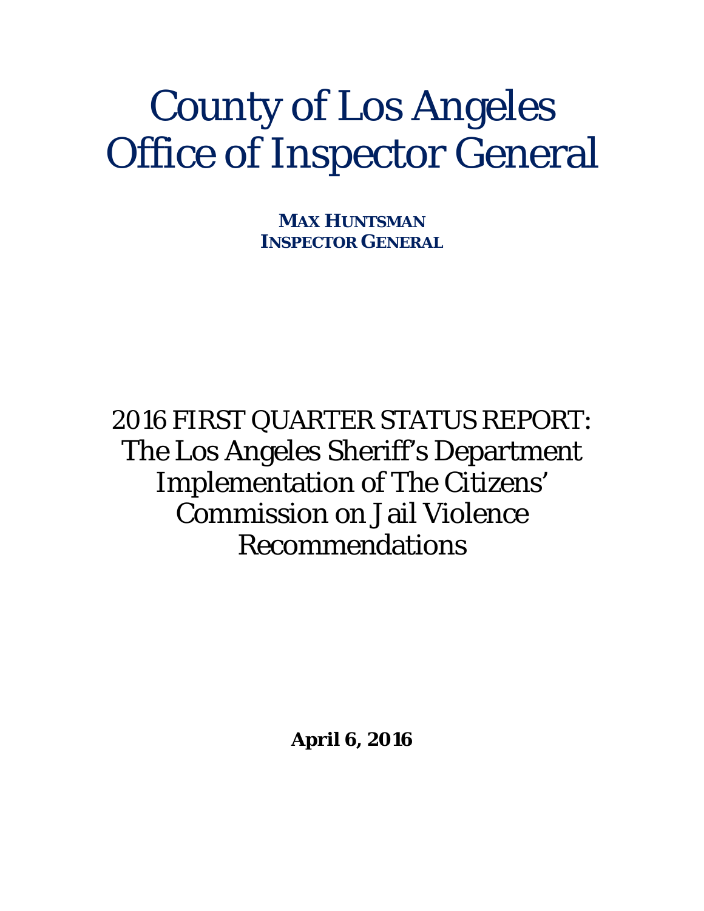# County of Los Angeles Office of Inspector General

**MAX HUNTSMAN**
**INSPECTOR GENERAL**

## 2016 FIRST QUARTER STATUS REPORT: The Los Angeles Sheriff's Department Implementation of The Citizens' Commission on Jail Violence Recommendations

**April 6, 2016**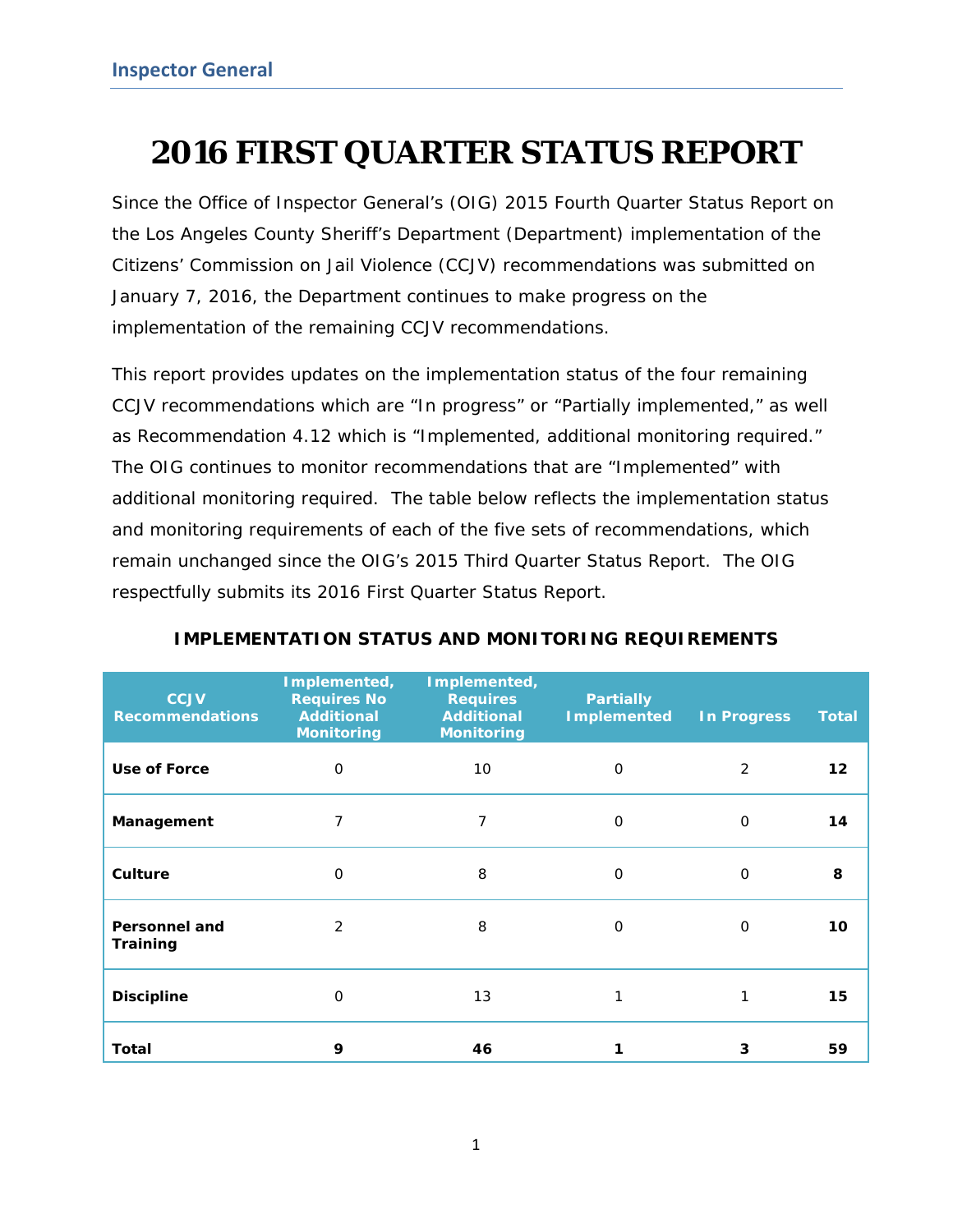# 2016 FIRST QUARTER STATUS REPORT

Since the Office of Inspector General's (OIG) 2015 Fourth Quarter Status Report on the Los Angeles County Sheriff's Department (Department) implementation of the Citizens' Commission on Jail Violence (CCJV) recommendations was submitted on January 7, 2016, the Department continues to make progress on the implementation of the remaining CCJV recommendations.

This report provides updates on the implementation status of the four remaining CCJV recommendations which are "In progress" or "Partially implemented," as well as Recommendation 4.12 which is "Implemented, additional monitoring required." The OIG continues to monitor recommendations that are "Implemented" with additional monitoring required. The table below reflects the implementation status and monitoring requirements of each of the five sets of recommendations, which remain unchanged since the OIG's 2015 Third Quarter Status Report. The OIG respectfully submits its 2016 First Quarter Status Report.

**IMPLEMENTATION STATUS AND MONITORING REQUIREMENTS**

| CCJV Recommendations | Implemented, Requires No Additional Monitoring | Implemented, Requires Additional Monitoring | Partially Implemented | In Progress | Total |
|---|---|---|---|---|---|
| **Use of Force** | 0 | 10 | 0 | 2 | **12** |
| **Management** | 7 | 7 | 0 | 0 | **14** |
| **Culture** | 0 | 8 | 0 | 0 | **8** |
| **Personnel and Training** | 2 | 8 | 0 | 0 | **10** |
| **Discipline** | 0 | 13 | 1 | 1 | **15** |
| **Total** | **9** | **46** | **1** | **3** | **59** |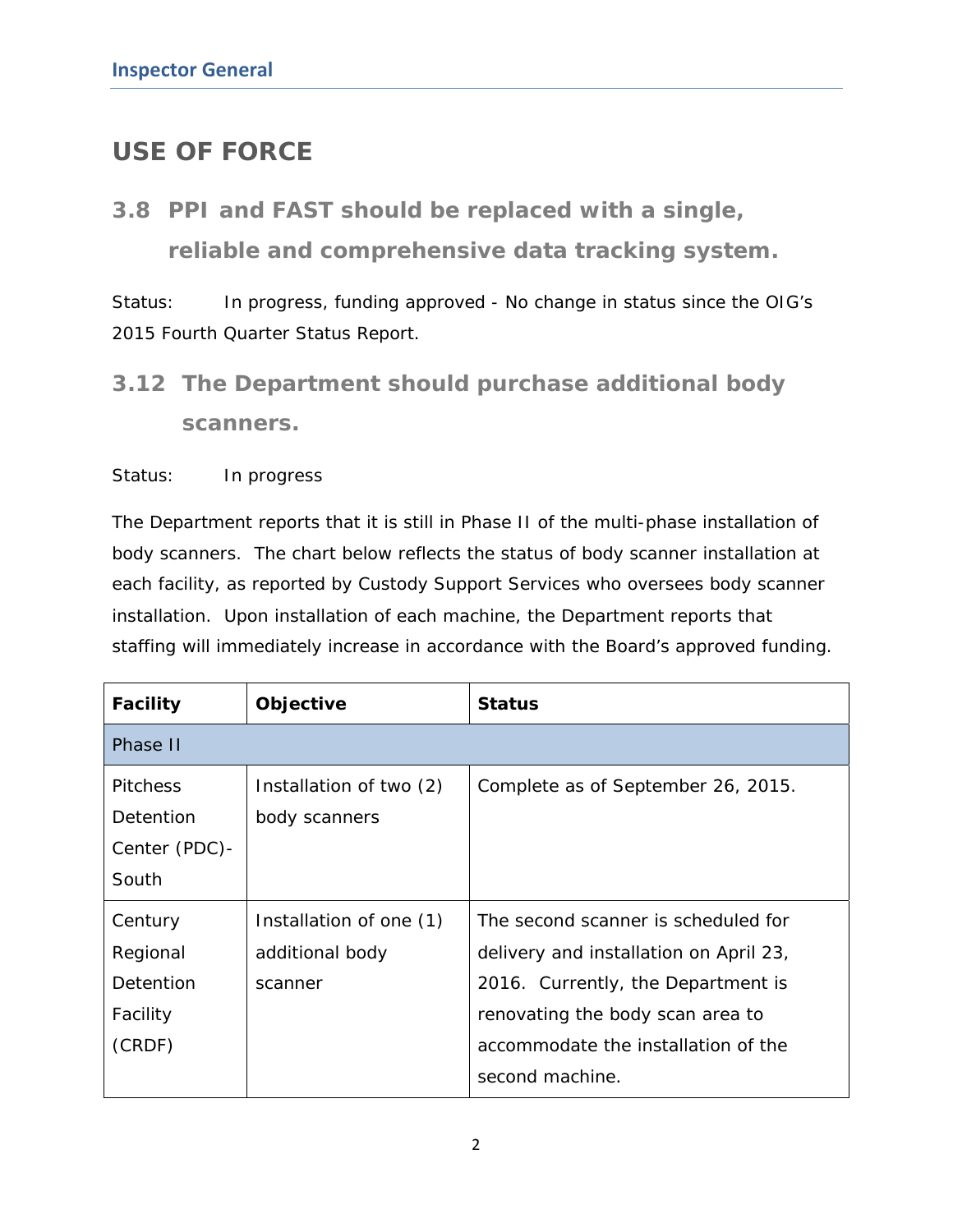## USE OF FORCE

### 3.8 PPI and FAST should be replaced with a single, reliable and comprehensive data tracking system.

Status: In progress, funding approved - No change in status since the OIG's 2015 Fourth Quarter Status Report.

### 3.12 The Department should purchase additional body scanners.

Status: In progress

The Department reports that it is still in Phase II of the multi-phase installation of body scanners. The chart below reflects the status of body scanner installation at each facility, as reported by Custody Support Services who oversees body scanner installation. Upon installation of each machine, the Department reports that staffing will immediately increase in accordance with the Board's approved funding.

| Facility | Objective | Status |
|---|---|---|
| Phase II | | |
| Pitchess Detention Center (PDC)-South | Installation of two (2) body scanners | Complete as of September 26, 2015. |
| Century Regional Detention Facility (CRDF) | Installation of one (1) additional body scanner | The second scanner is scheduled for delivery and installation on April 23, 2016. Currently, the Department is renovating the body scan area to accommodate the installation of the second machine. |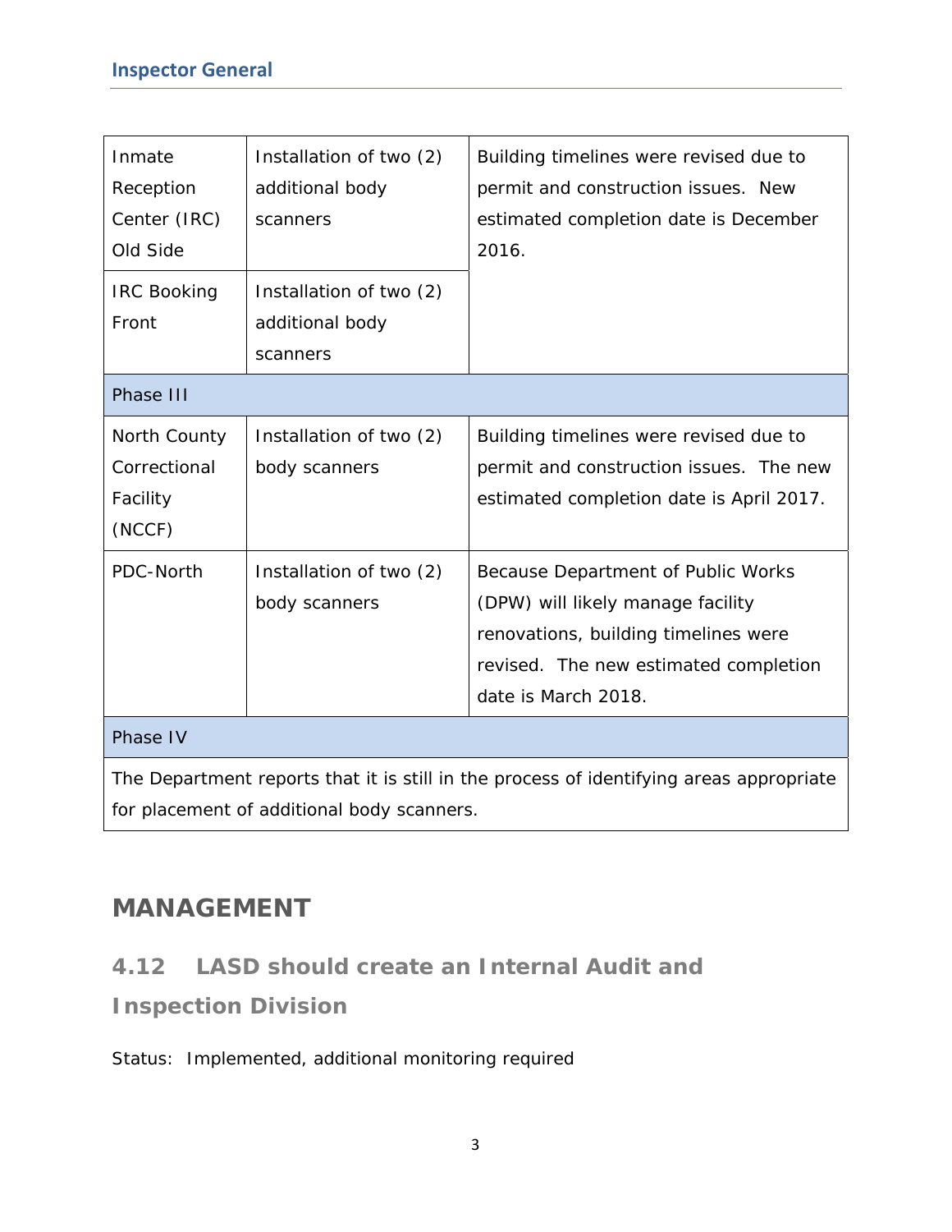| | | |
|---|---|---|
| Inmate Reception Center (IRC) Old Side | Installation of two (2) additional body scanners | Building timelines were revised due to permit and construction issues. New estimated completion date is December 2016. |
| IRC Booking Front | Installation of two (2) additional body scanners | |
| Phase III | | |
| North County Correctional Facility (NCCF) | Installation of two (2) body scanners | Building timelines were revised due to permit and construction issues. The new estimated completion date is April 2017. |
| PDC-North | Installation of two (2) body scanners | Because Department of Public Works (DPW) will likely manage facility renovations, building timelines were revised. The new estimated completion date is March 2018. |
| Phase IV | | |
| The Department reports that it is still in the process of identifying areas appropriate for placement of additional body scanners. | | |

## MANAGEMENT

### 4.12 LASD should create an Internal Audit and Inspection Division

Status: Implemented, additional monitoring required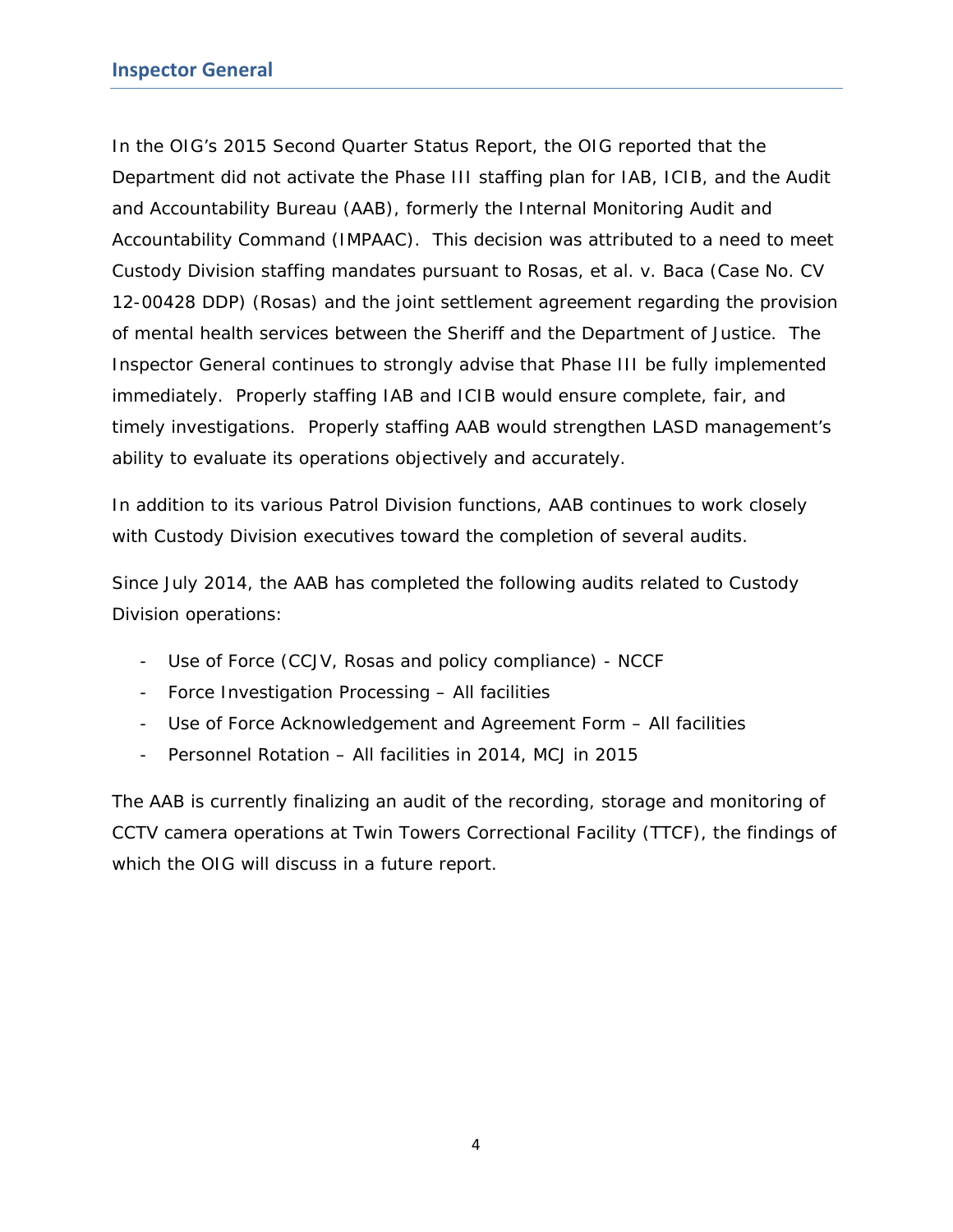In the OIG's 2015 Second Quarter Status Report, the OIG reported that the Department did not activate the Phase III staffing plan for IAB, ICIB, and the Audit and Accountability Bureau (AAB), formerly the Internal Monitoring Audit and Accountability Command (IMPAAC). This decision was attributed to a need to meet Custody Division staffing mandates pursuant to Rosas, et al. v. Baca (Case No. CV 12-00428 DDP) (Rosas) and the joint settlement agreement regarding the provision of mental health services between the Sheriff and the Department of Justice. The Inspector General continues to strongly advise that Phase III be fully implemented immediately. Properly staffing IAB and ICIB would ensure complete, fair, and timely investigations. Properly staffing AAB would strengthen LASD management's ability to evaluate its operations objectively and accurately.

In addition to its various Patrol Division functions, AAB continues to work closely with Custody Division executives toward the completion of several audits.

Since July 2014, the AAB has completed the following audits related to Custody Division operations:

- Use of Force (CCJV, Rosas and policy compliance) - NCCF
- Force Investigation Processing – All facilities
- Use of Force Acknowledgement and Agreement Form – All facilities
- Personnel Rotation – All facilities in 2014, MCJ in 2015

The AAB is currently finalizing an audit of the recording, storage and monitoring of CCTV camera operations at Twin Towers Correctional Facility (TTCF), the findings of which the OIG will discuss in a future report.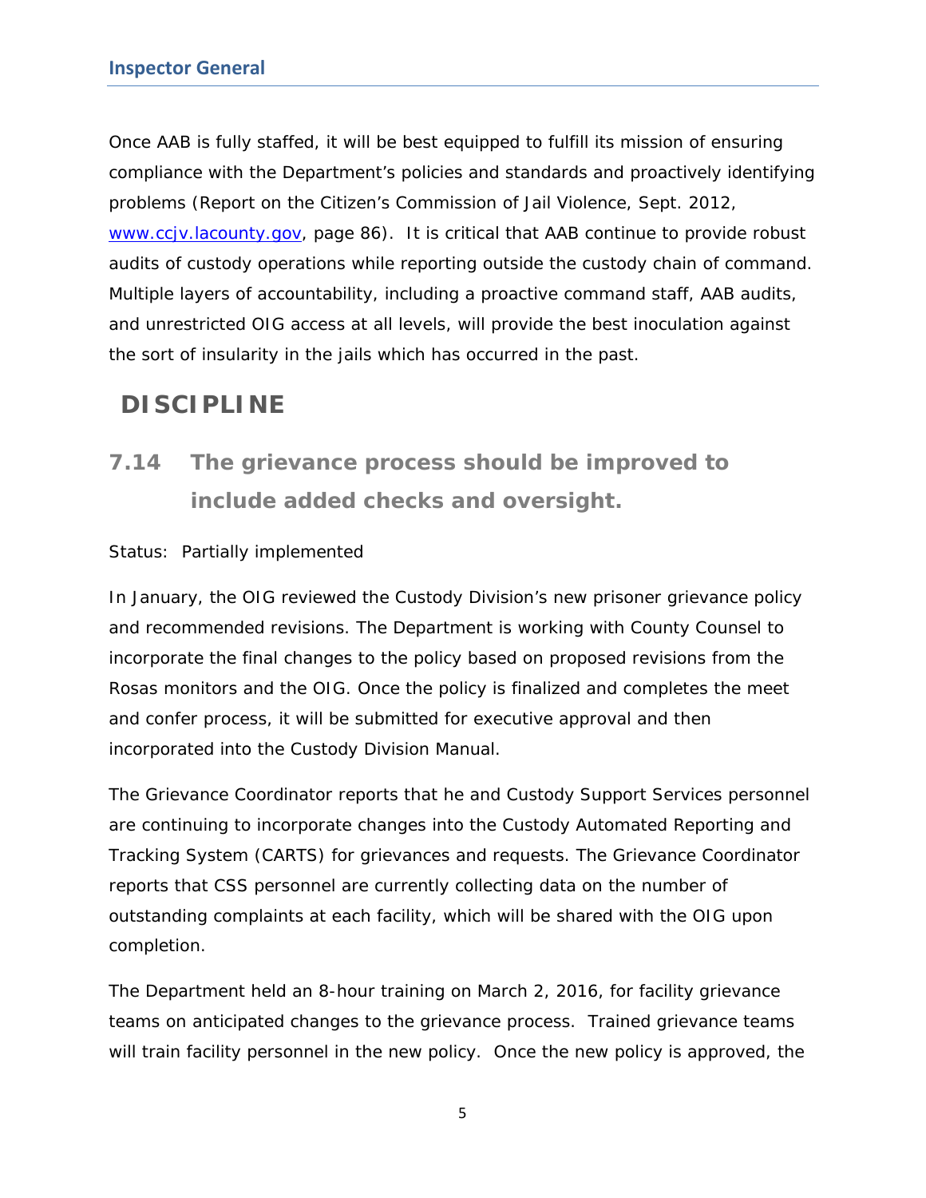Once AAB is fully staffed, it will be best equipped to fulfill its mission of ensuring compliance with the Department's policies and standards and proactively identifying problems (Report on the Citizen's Commission of Jail Violence, Sept. 2012, www.ccjv.lacounty.gov, page 86). It is critical that AAB continue to provide robust audits of custody operations while reporting outside the custody chain of command. Multiple layers of accountability, including a proactive command staff, AAB audits, and unrestricted OIG access at all levels, will provide the best inoculation against the sort of insularity in the jails which has occurred in the past.

## DISCIPLINE

### 7.14 The grievance process should be improved to include added checks and oversight.

Status: Partially implemented

In January, the OIG reviewed the Custody Division's new prisoner grievance policy and recommended revisions. The Department is working with County Counsel to incorporate the final changes to the policy based on proposed revisions from the Rosas monitors and the OIG. Once the policy is finalized and completes the meet and confer process, it will be submitted for executive approval and then incorporated into the Custody Division Manual.

The Grievance Coordinator reports that he and Custody Support Services personnel are continuing to incorporate changes into the Custody Automated Reporting and Tracking System (CARTS) for grievances and requests. The Grievance Coordinator reports that CSS personnel are currently collecting data on the number of outstanding complaints at each facility, which will be shared with the OIG upon completion.

The Department held an 8-hour training on March 2, 2016, for facility grievance teams on anticipated changes to the grievance process. Trained grievance teams will train facility personnel in the new policy. Once the new policy is approved, the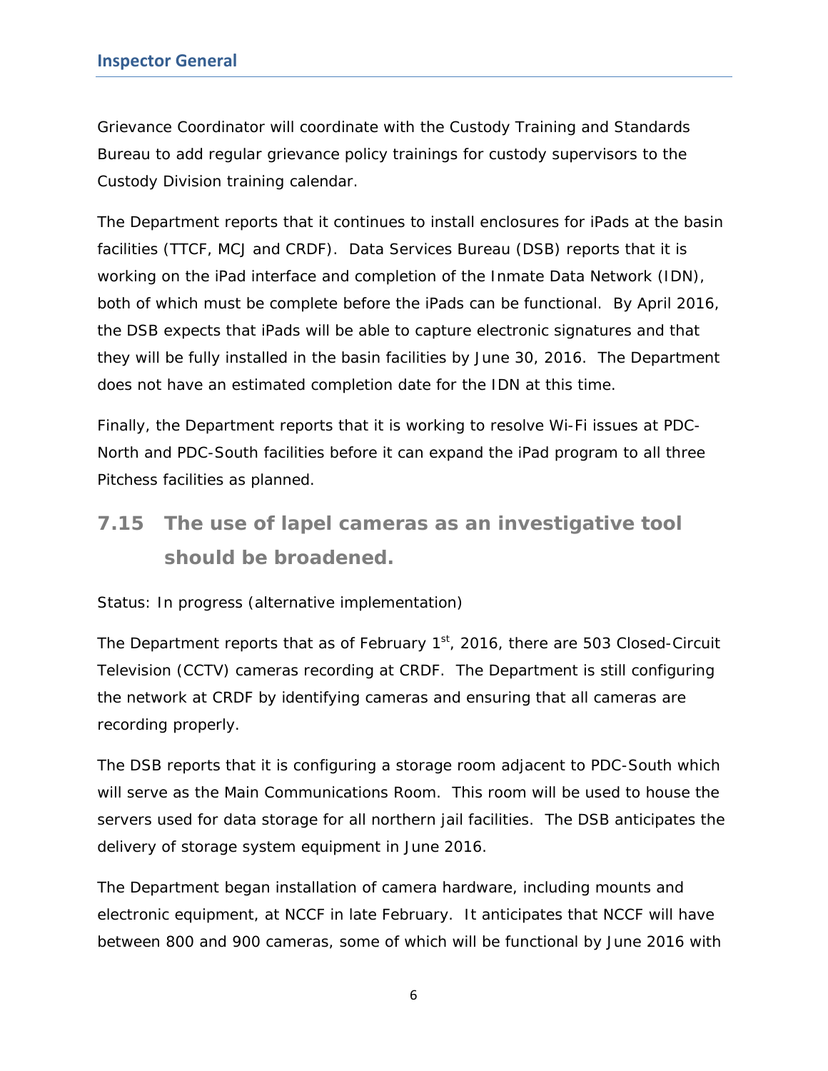Grievance Coordinator will coordinate with the Custody Training and Standards Bureau to add regular grievance policy trainings for custody supervisors to the Custody Division training calendar.

The Department reports that it continues to install enclosures for iPads at the basin facilities (TTCF, MCJ and CRDF). Data Services Bureau (DSB) reports that it is working on the iPad interface and completion of the Inmate Data Network (IDN), both of which must be complete before the iPads can be functional. By April 2016, the DSB expects that iPads will be able to capture electronic signatures and that they will be fully installed in the basin facilities by June 30, 2016. The Department does not have an estimated completion date for the IDN at this time.

Finally, the Department reports that it is working to resolve Wi-Fi issues at PDC-North and PDC-South facilities before it can expand the iPad program to all three Pitchess facilities as planned.

## 7.15 The use of lapel cameras as an investigative tool should be broadened.

Status: In progress (alternative implementation)

The Department reports that as of February 1st, 2016, there are 503 Closed-Circuit Television (CCTV) cameras recording at CRDF. The Department is still configuring the network at CRDF by identifying cameras and ensuring that all cameras are recording properly.

The DSB reports that it is configuring a storage room adjacent to PDC-South which will serve as the Main Communications Room. This room will be used to house the servers used for data storage for all northern jail facilities. The DSB anticipates the delivery of storage system equipment in June 2016.

The Department began installation of camera hardware, including mounts and electronic equipment, at NCCF in late February. It anticipates that NCCF will have between 800 and 900 cameras, some of which will be functional by June 2016 with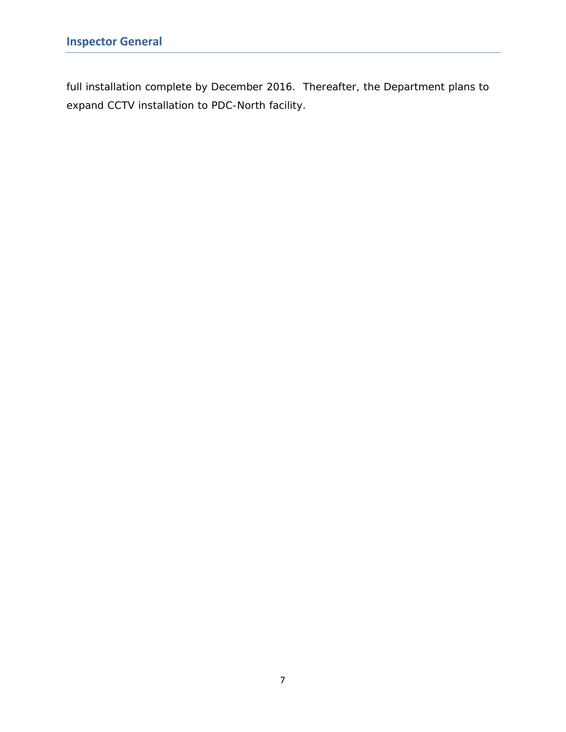full installation complete by December 2016. Thereafter, the Department plans to expand CCTV installation to PDC-North facility.